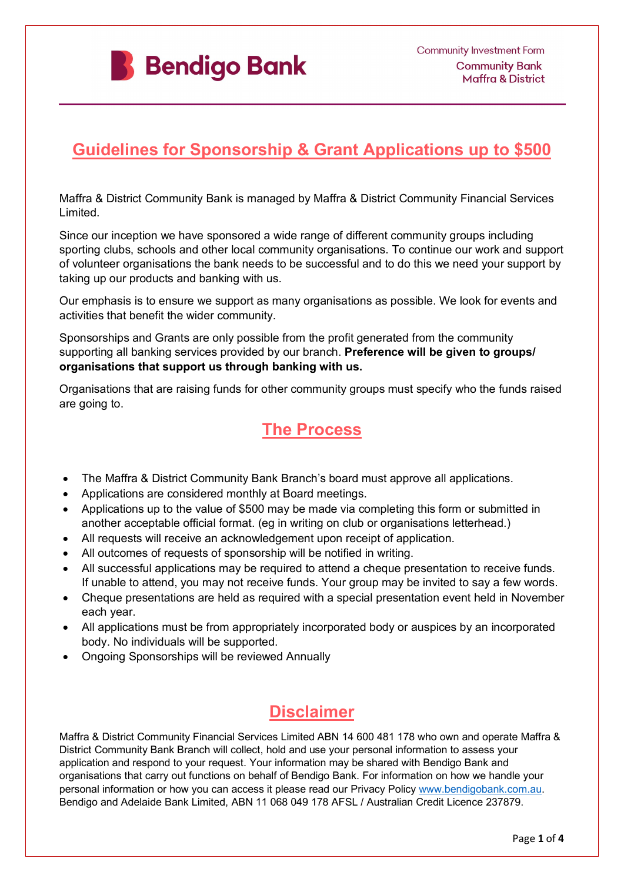Bendigo Bank

Community Investment Form
Community Bank
Maffra & District

# Guidelines for Sponsorship & Grant Applications up to $500

Maffra & District Community Bank is managed by Maffra & District Community Financial Services Limited.

Since our inception we have sponsored a wide range of different community groups including sporting clubs, schools and other local community organisations. To continue our work and support of volunteer organisations the bank needs to be successful and to do this we need your support by taking up our products and banking with us.

Our emphasis is to ensure we support as many organisations as possible. We look for events and activities that benefit the wider community.

Sponsorships and Grants are only possible from the profit generated from the community supporting all banking services provided by our branch. **Preference will be given to groups/ organisations that support us through banking with us.**

Organisations that are raising funds for other community groups must specify who the funds raised are going to.

## The Process

- The Maffra & District Community Bank Branch's board must approve all applications.
- Applications are considered monthly at Board meetings.
- Applications up to the value of $500 may be made via completing this form or submitted in another acceptable official format. (eg in writing on club or organisations letterhead.)
- All requests will receive an acknowledgement upon receipt of application.
- All outcomes of requests of sponsorship will be notified in writing.
- All successful applications may be required to attend a cheque presentation to receive funds. If unable to attend, you may not receive funds. Your group may be invited to say a few words.
- Cheque presentations are held as required with a special presentation event held in November each year.
- All applications must be from appropriately incorporated body or auspices by an incorporated body. No individuals will be supported.
- Ongoing Sponsorships will be reviewed Annually

## Disclaimer

Maffra & District Community Financial Services Limited ABN 14 600 481 178 who own and operate Maffra & District Community Bank Branch will collect, hold and use your personal information to assess your application and respond to your request. Your information may be shared with Bendigo Bank and organisations that carry out functions on behalf of Bendigo Bank. For information on how we handle your personal information or how you can access it please read our Privacy Policy www.bendigobank.com.au. Bendigo and Adelaide Bank Limited, ABN 11 068 049 178 AFSL / Australian Credit Licence 237879.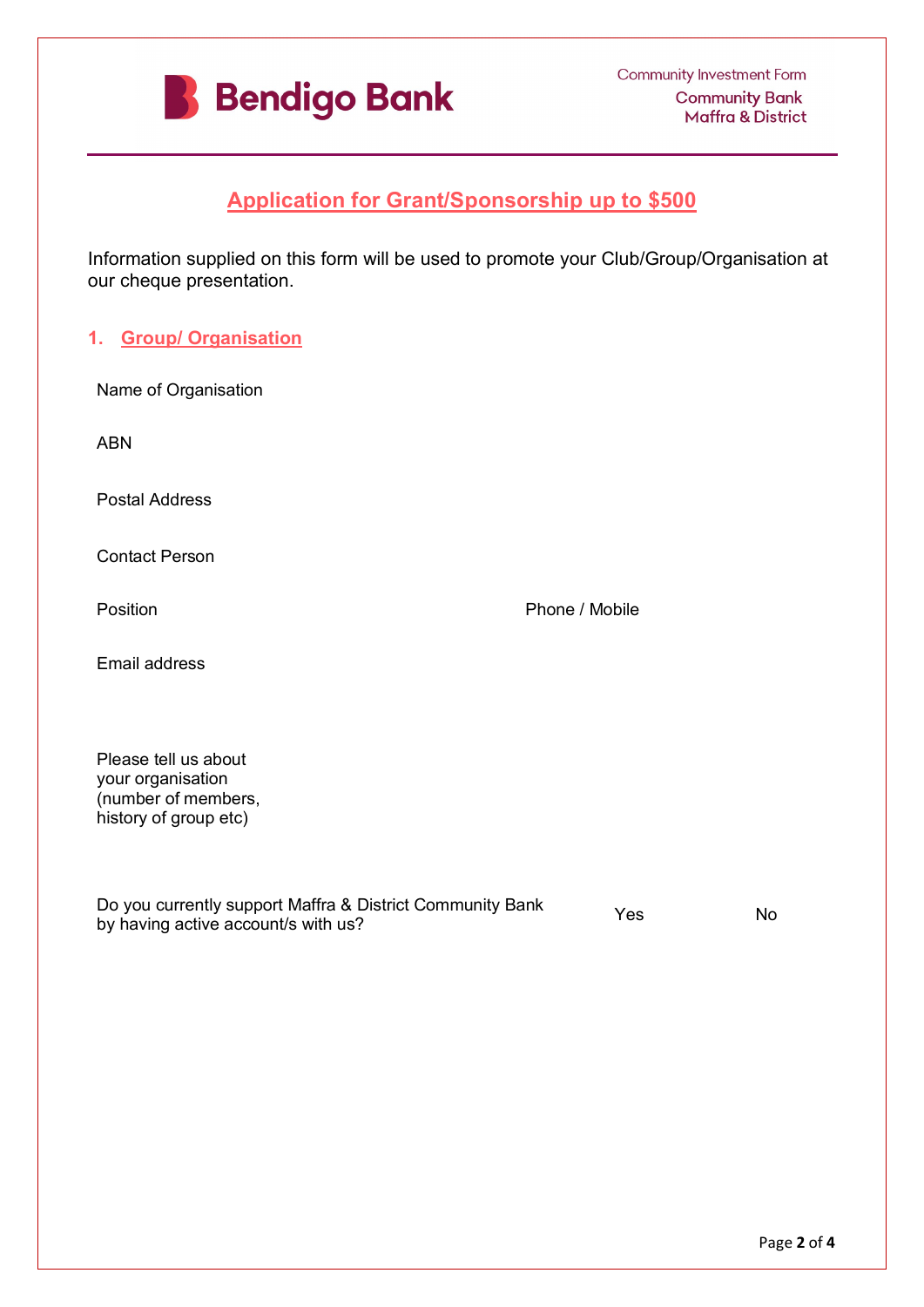Community Investment Form
Community Bank
Maffra & District

## Application for Grant/Sponsorship up to $500

Information supplied on this form will be used to promote your Club/Group/Organisation at our cheque presentation.

### 1. Group/ Organisation

Name of Organisation

ABN

Postal Address

Contact Person

Position | Phone / Mobile

Email address

Please tell us about your organisation (number of members, history of group etc)

Do you currently support Maffra & District Community Bank by having active account/s with us? Yes No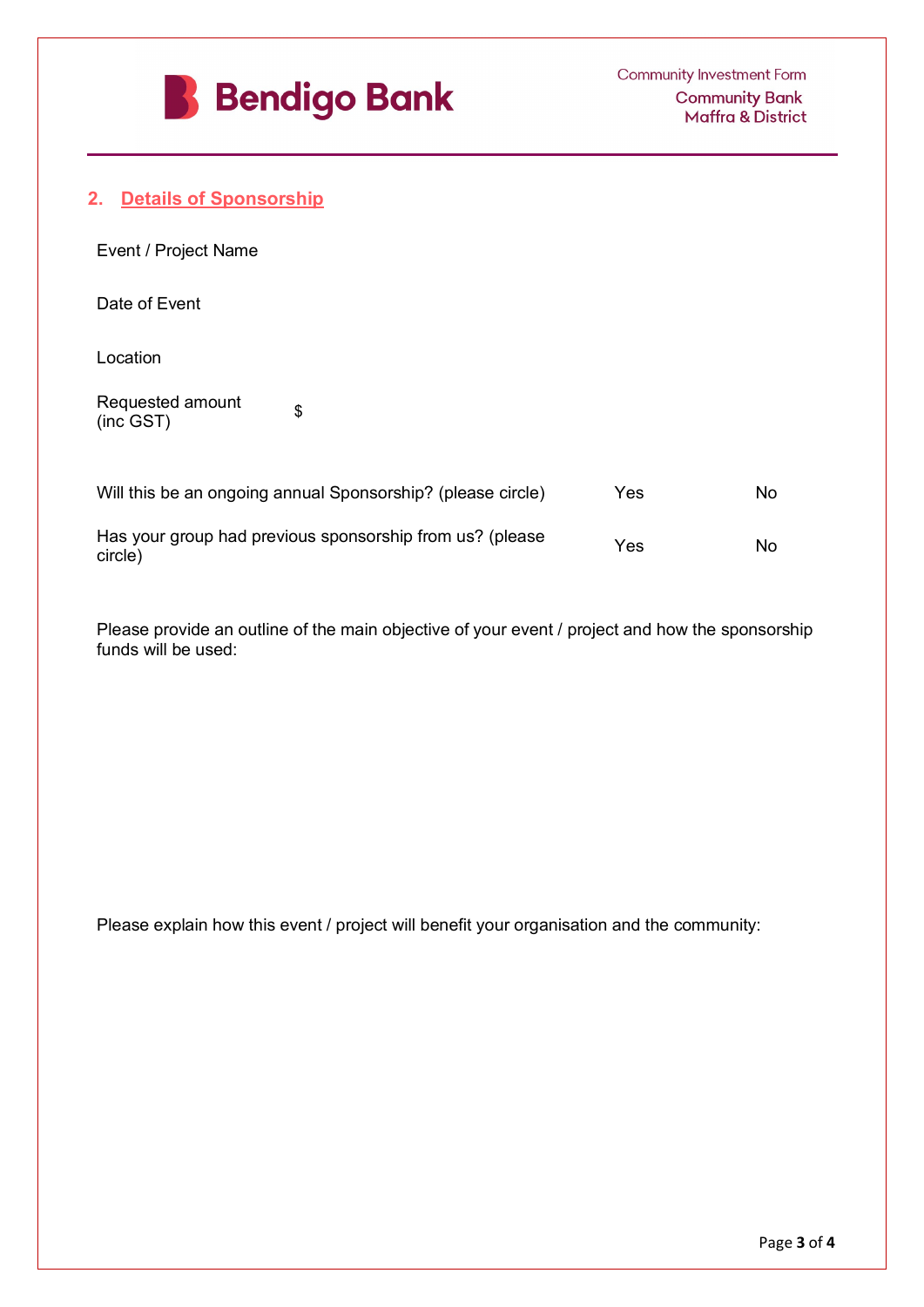## 2. Details of Sponsorship

Event / Project Name

Date of Event

Location

Requested amount (inc GST) $

| | | |
|---|---|---|
| Will this be an ongoing annual Sponsorship? (please circle) | Yes | No |
| Has your group had previous sponsorship from us? (please circle) | Yes | No |

Please provide an outline of the main objective of your event / project and how the sponsorship funds will be used:

Please explain how this event / project will benefit your organisation and the community: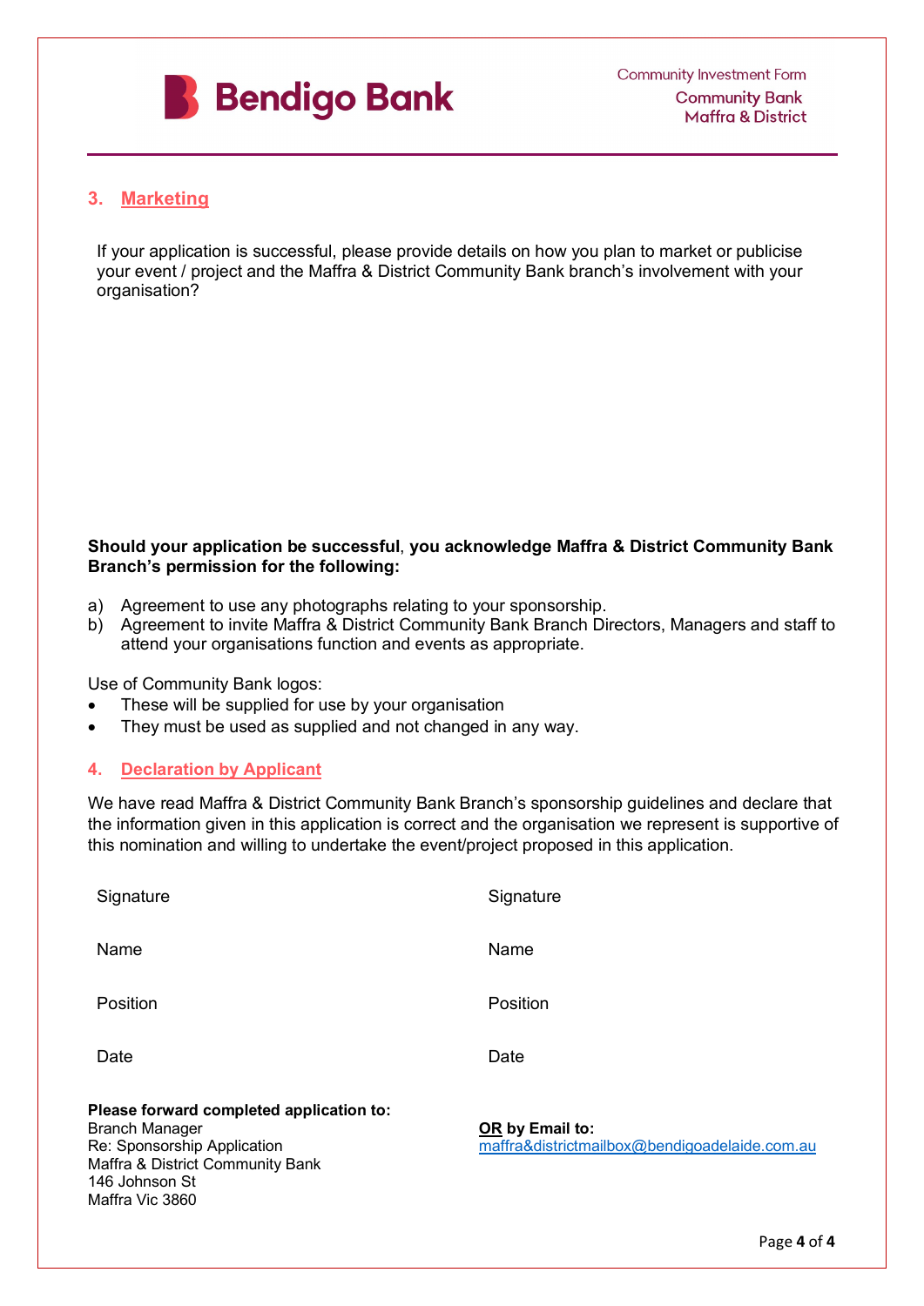## 3. Marketing

If your application is successful, please provide details on how you plan to market or publicise your event / project and the Maffra & District Community Bank branch's involvement with your organisation?

**Should your application be successful, you acknowledge Maffra & District Community Bank Branch's permission for the following:**

a) Agreement to use any photographs relating to your sponsorship.
b) Agreement to invite Maffra & District Community Bank Branch Directors, Managers and staff to attend your organisations function and events as appropriate.

Use of Community Bank logos:

- These will be supplied for use by your organisation
- They must be used as supplied and not changed in any way.

## 4. Declaration by Applicant

We have read Maffra & District Community Bank Branch's sponsorship guidelines and declare that the information given in this application is correct and the organisation we represent is supportive of this nomination and willing to undertake the event/project proposed in this application.

| | |
|---|---|
| Signature | Signature |
| Name | Name |
| Position | Position |
| Date | Date |

**Please forward completed application to:**
Branch Manager
Re: Sponsorship Application
Maffra & District Community Bank
146 Johnson St
Maffra Vic 3860

**OR by Email to:**
maffra&districtmailbox@bendigoadelaide.com.au